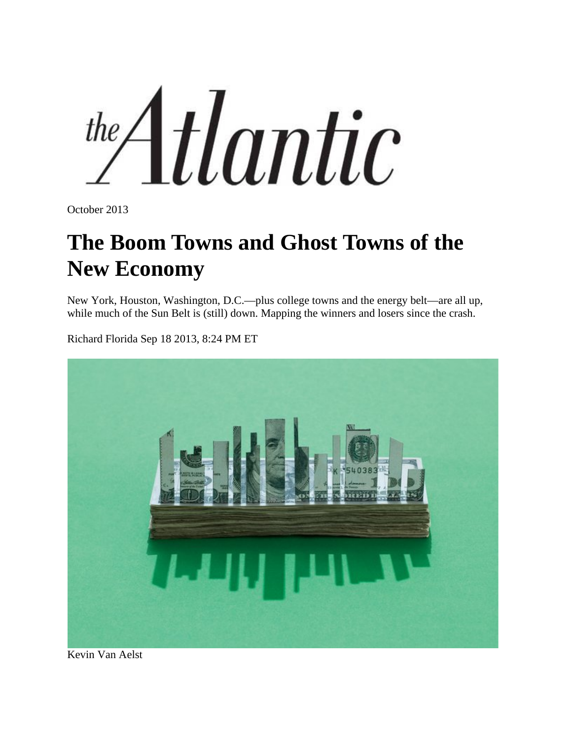the Atlantic

October 2013

# The Boom Towns and Ghost Towns of the New Economy

New York, Houston, Washington, D.C.—plus college towns and the energy belt—are all up, while much of the Sun Belt is (still) down. Mapping the winners and losers since the crash.

Richard Florida Sep 18 2013, 8:24 PM ET

Kevin Van Aelst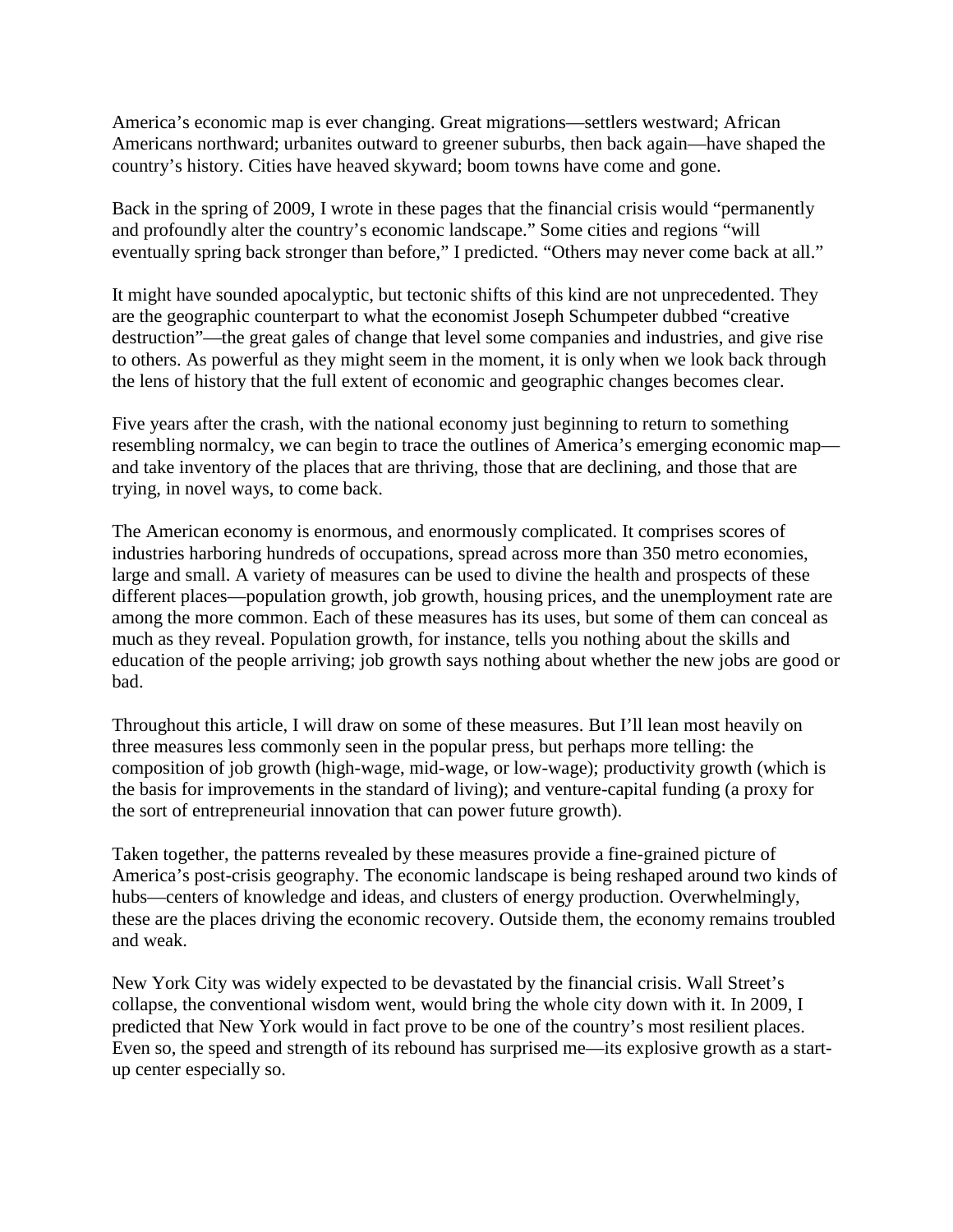America's economic map is ever changing. Great migrations—settlers westward; African Americans northward; urbanites outward to greener suburbs, then back again—have shaped the country's history. Cities have heaved skyward; boom towns have come and gone.

Back in the spring of 2009, I wrote in these pages that the financial crisis would "permanently and profoundly alter the country's economic landscape." Some cities and regions "will eventually spring back stronger than before," I predicted. "Others may never come back at all."

It might have sounded apocalyptic, but tectonic shifts of this kind are not unprecedented. They are the geographic counterpart to what the economist Joseph Schumpeter dubbed "creative destruction"—the great gales of change that level some companies and industries, and give rise to others. As powerful as they might seem in the moment, it is only when we look back through the lens of history that the full extent of economic and geographic changes becomes clear.

Five years after the crash, with the national economy just beginning to return to something resembling normalcy, we can begin to trace the outlines of America's emerging economic map—and take inventory of the places that are thriving, those that are declining, and those that are trying, in novel ways, to come back.

The American economy is enormous, and enormously complicated. It comprises scores of industries harboring hundreds of occupations, spread across more than 350 metro economies, large and small. A variety of measures can be used to divine the health and prospects of these different places—population growth, job growth, housing prices, and the unemployment rate are among the more common. Each of these measures has its uses, but some of them can conceal as much as they reveal. Population growth, for instance, tells you nothing about the skills and education of the people arriving; job growth says nothing about whether the new jobs are good or bad.

Throughout this article, I will draw on some of these measures. But I'll lean most heavily on three measures less commonly seen in the popular press, but perhaps more telling: the composition of job growth (high-wage, mid-wage, or low-wage); productivity growth (which is the basis for improvements in the standard of living); and venture-capital funding (a proxy for the sort of entrepreneurial innovation that can power future growth).

Taken together, the patterns revealed by these measures provide a fine-grained picture of America's post-crisis geography. The economic landscape is being reshaped around two kinds of hubs—centers of knowledge and ideas, and clusters of energy production. Overwhelmingly, these are the places driving the economic recovery. Outside them, the economy remains troubled and weak.

New York City was widely expected to be devastated by the financial crisis. Wall Street's collapse, the conventional wisdom went, would bring the whole city down with it. In 2009, I predicted that New York would in fact prove to be one of the country's most resilient places. Even so, the speed and strength of its rebound has surprised me—its explosive growth as a start-up center especially so.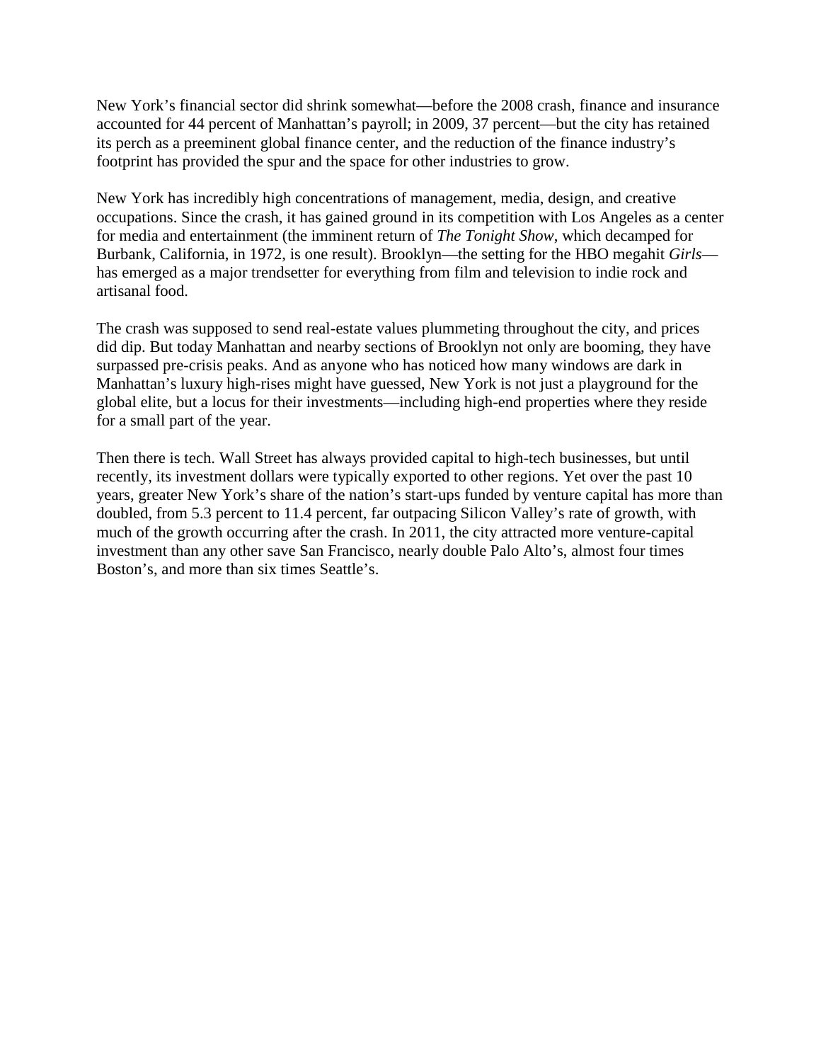New York's financial sector did shrink somewhat—before the 2008 crash, finance and insurance accounted for 44 percent of Manhattan's payroll; in 2009, 37 percent—but the city has retained its perch as a preeminent global finance center, and the reduction of the finance industry's footprint has provided the spur and the space for other industries to grow.

New York has incredibly high concentrations of management, media, design, and creative occupations. Since the crash, it has gained ground in its competition with Los Angeles as a center for media and entertainment (the imminent return of *The Tonight Show*, which decamped for Burbank, California, in 1972, is one result). Brooklyn—the setting for the HBO megahit *Girls*—has emerged as a major trendsetter for everything from film and television to indie rock and artisanal food.

The crash was supposed to send real-estate values plummeting throughout the city, and prices did dip. But today Manhattan and nearby sections of Brooklyn not only are booming, they have surpassed pre-crisis peaks. And as anyone who has noticed how many windows are dark in Manhattan's luxury high-rises might have guessed, New York is not just a playground for the global elite, but a locus for their investments—including high-end properties where they reside for a small part of the year.

Then there is tech. Wall Street has always provided capital to high-tech businesses, but until recently, its investment dollars were typically exported to other regions. Yet over the past 10 years, greater New York's share of the nation's start-ups funded by venture capital has more than doubled, from 5.3 percent to 11.4 percent, far outpacing Silicon Valley's rate of growth, with much of the growth occurring after the crash. In 2011, the city attracted more venture-capital investment than any other save San Francisco, nearly double Palo Alto's, almost four times Boston's, and more than six times Seattle's.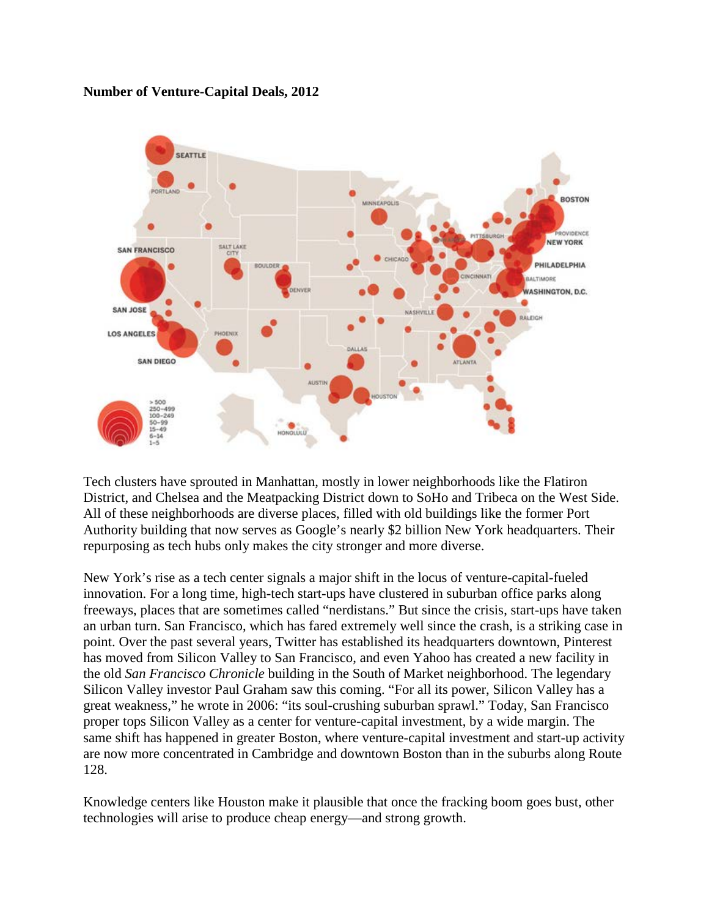**Number of Venture-Capital Deals, 2012**

Tech clusters have sprouted in Manhattan, mostly in lower neighborhoods like the Flatiron District, and Chelsea and the Meatpacking District down to SoHo and Tribeca on the West Side. All of these neighborhoods are diverse places, filled with old buildings like the former Port Authority building that now serves as Google's nearly $2 billion New York headquarters. Their repurposing as tech hubs only makes the city stronger and more diverse.

New York's rise as a tech center signals a major shift in the locus of venture-capital-fueled innovation. For a long time, high-tech start-ups have clustered in suburban office parks along freeways, places that are sometimes called "nerdistans." But since the crisis, start-ups have taken an urban turn. San Francisco, which has fared extremely well since the crash, is a striking case in point. Over the past several years, Twitter has established its headquarters downtown, Pinterest has moved from Silicon Valley to San Francisco, and even Yahoo has created a new facility in the old *San Francisco Chronicle* building in the South of Market neighborhood. The legendary Silicon Valley investor Paul Graham saw this coming. "For all its power, Silicon Valley has a great weakness," he wrote in 2006: "its soul-crushing suburban sprawl." Today, San Francisco proper tops Silicon Valley as a center for venture-capital investment, by a wide margin. The same shift has happened in greater Boston, where venture-capital investment and start-up activity are now more concentrated in Cambridge and downtown Boston than in the suburbs along Route 128.

Knowledge centers like Houston make it plausible that once the fracking boom goes bust, other technologies will arise to produce cheap energy—and strong growth.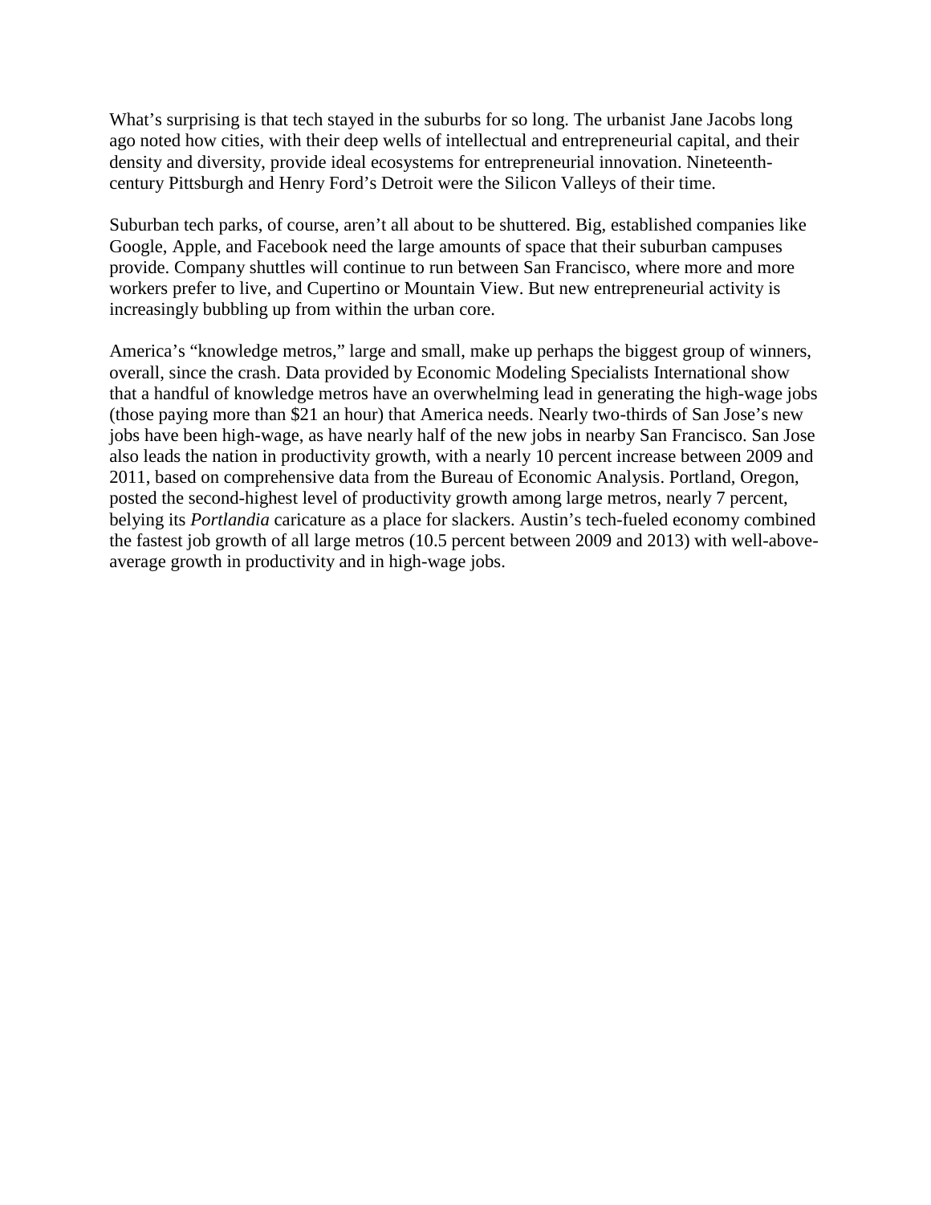What's surprising is that tech stayed in the suburbs for so long. The urbanist Jane Jacobs long ago noted how cities, with their deep wells of intellectual and entrepreneurial capital, and their density and diversity, provide ideal ecosystems for entrepreneurial innovation. Nineteenth-century Pittsburgh and Henry Ford's Detroit were the Silicon Valleys of their time.

Suburban tech parks, of course, aren't all about to be shuttered. Big, established companies like Google, Apple, and Facebook need the large amounts of space that their suburban campuses provide. Company shuttles will continue to run between San Francisco, where more and more workers prefer to live, and Cupertino or Mountain View. But new entrepreneurial activity is increasingly bubbling up from within the urban core.

America's "knowledge metros," large and small, make up perhaps the biggest group of winners, overall, since the crash. Data provided by Economic Modeling Specialists International show that a handful of knowledge metros have an overwhelming lead in generating the high-wage jobs (those paying more than $21 an hour) that America needs. Nearly two-thirds of San Jose's new jobs have been high-wage, as have nearly half of the new jobs in nearby San Francisco. San Jose also leads the nation in productivity growth, with a nearly 10 percent increase between 2009 and 2011, based on comprehensive data from the Bureau of Economic Analysis. Portland, Oregon, posted the second-highest level of productivity growth among large metros, nearly 7 percent, belying its *Portlandia* caricature as a place for slackers. Austin's tech-fueled economy combined the fastest job growth of all large metros (10.5 percent between 2009 and 2013) with well-above-average growth in productivity and in high-wage jobs.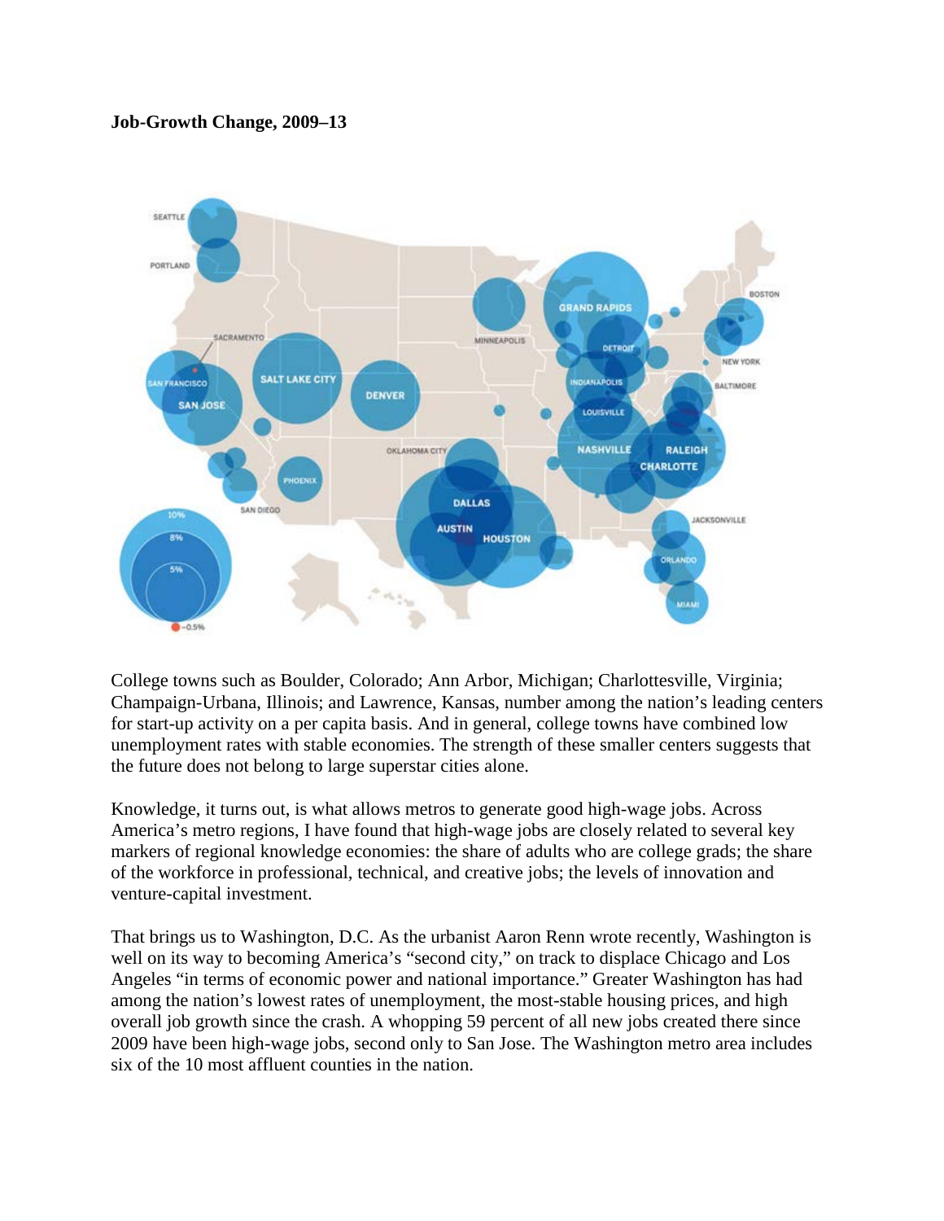**Job-Growth Change, 2009–13**

College towns such as Boulder, Colorado; Ann Arbor, Michigan; Charlottesville, Virginia; Champaign-Urbana, Illinois; and Lawrence, Kansas, number among the nation's leading centers for start-up activity on a per capita basis. And in general, college towns have combined low unemployment rates with stable economies. The strength of these smaller centers suggests that the future does not belong to large superstar cities alone.

Knowledge, it turns out, is what allows metros to generate good high-wage jobs. Across America's metro regions, I have found that high-wage jobs are closely related to several key markers of regional knowledge economies: the share of adults who are college grads; the share of the workforce in professional, technical, and creative jobs; the levels of innovation and venture-capital investment.

That brings us to Washington, D.C. As the urbanist Aaron Renn wrote recently, Washington is well on its way to becoming America's "second city," on track to displace Chicago and Los Angeles "in terms of economic power and national importance." Greater Washington has had among the nation's lowest rates of unemployment, the most-stable housing prices, and high overall job growth since the crash. A whopping 59 percent of all new jobs created there since 2009 have been high-wage jobs, second only to San Jose. The Washington metro area includes six of the 10 most affluent counties in the nation.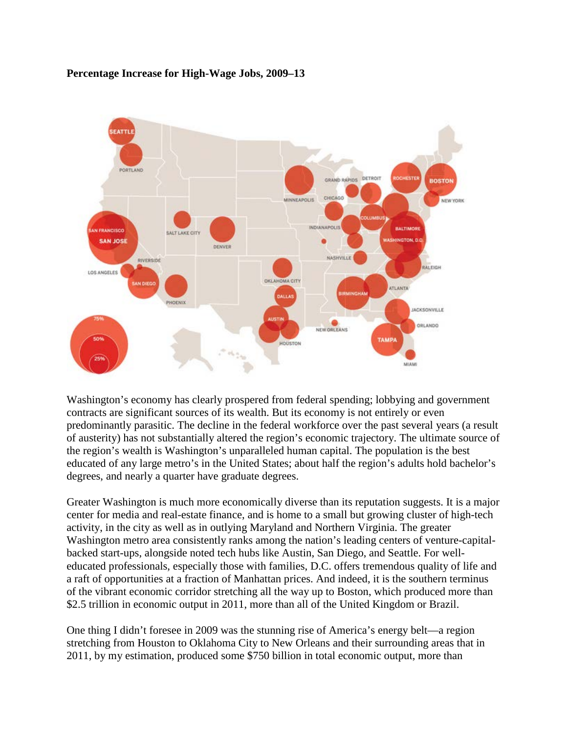**Percentage Increase for High-Wage Jobs, 2009–13**

Washington's economy has clearly prospered from federal spending; lobbying and government contracts are significant sources of its wealth. But its economy is not entirely or even predominantly parasitic. The decline in the federal workforce over the past several years (a result of austerity) has not substantially altered the region's economic trajectory. The ultimate source of the region's wealth is Washington's unparalleled human capital. The population is the best educated of any large metro's in the United States; about half the region's adults hold bachelor's degrees, and nearly a quarter have graduate degrees.

Greater Washington is much more economically diverse than its reputation suggests. It is a major center for media and real-estate finance, and is home to a small but growing cluster of high-tech activity, in the city as well as in outlying Maryland and Northern Virginia. The greater Washington metro area consistently ranks among the nation's leading centers of venture-capital-backed start-ups, alongside noted tech hubs like Austin, San Diego, and Seattle. For well-educated professionals, especially those with families, D.C. offers tremendous quality of life and a raft of opportunities at a fraction of Manhattan prices. And indeed, it is the southern terminus of the vibrant economic corridor stretching all the way up to Boston, which produced more than $2.5 trillion in economic output in 2011, more than all of the United Kingdom or Brazil.

One thing I didn't foresee in 2009 was the stunning rise of America's energy belt—a region stretching from Houston to Oklahoma City to New Orleans and their surrounding areas that in 2011, by my estimation, produced some $750 billion in total economic output, more than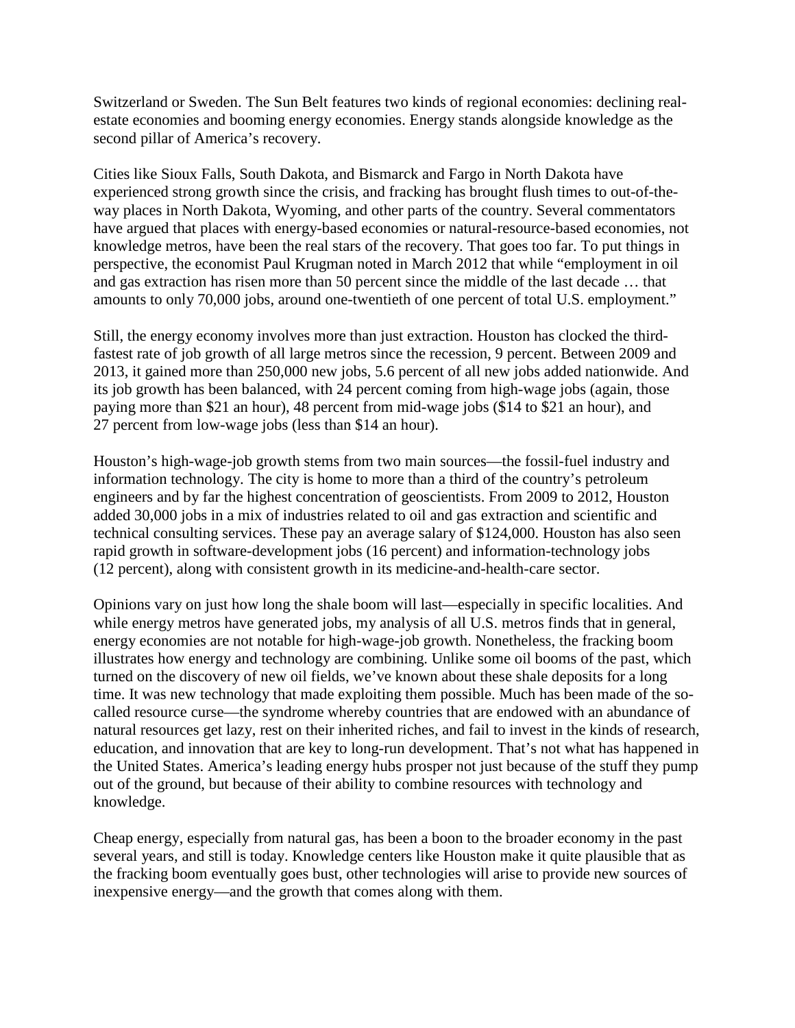Switzerland or Sweden. The Sun Belt features two kinds of regional economies: declining real-estate economies and booming energy economies. Energy stands alongside knowledge as the second pillar of America's recovery.

Cities like Sioux Falls, South Dakota, and Bismarck and Fargo in North Dakota have experienced strong growth since the crisis, and fracking has brought flush times to out-of-the-way places in North Dakota, Wyoming, and other parts of the country. Several commentators have argued that places with energy-based economies or natural-resource-based economies, not knowledge metros, have been the real stars of the recovery. That goes too far. To put things in perspective, the economist Paul Krugman noted in March 2012 that while "employment in oil and gas extraction has risen more than 50 percent since the middle of the last decade … that amounts to only 70,000 jobs, around one-twentieth of one percent of total U.S. employment."

Still, the energy economy involves more than just extraction. Houston has clocked the third-fastest rate of job growth of all large metros since the recession, 9 percent. Between 2009 and 2013, it gained more than 250,000 new jobs, 5.6 percent of all new jobs added nationwide. And its job growth has been balanced, with 24 percent coming from high-wage jobs (again, those paying more than $21 an hour), 48 percent from mid-wage jobs ($14 to $21 an hour), and 27 percent from low-wage jobs (less than $14 an hour).

Houston's high-wage-job growth stems from two main sources—the fossil-fuel industry and information technology. The city is home to more than a third of the country's petroleum engineers and by far the highest concentration of geoscientists. From 2009 to 2012, Houston added 30,000 jobs in a mix of industries related to oil and gas extraction and scientific and technical consulting services. These pay an average salary of $124,000. Houston has also seen rapid growth in software-development jobs (16 percent) and information-technology jobs (12 percent), along with consistent growth in its medicine-and-health-care sector.

Opinions vary on just how long the shale boom will last—especially in specific localities. And while energy metros have generated jobs, my analysis of all U.S. metros finds that in general, energy economies are not notable for high-wage-job growth. Nonetheless, the fracking boom illustrates how energy and technology are combining. Unlike some oil booms of the past, which turned on the discovery of new oil fields, we've known about these shale deposits for a long time. It was new technology that made exploiting them possible. Much has been made of the so-called resource curse—the syndrome whereby countries that are endowed with an abundance of natural resources get lazy, rest on their inherited riches, and fail to invest in the kinds of research, education, and innovation that are key to long-run development. That's not what has happened in the United States. America's leading energy hubs prosper not just because of the stuff they pump out of the ground, but because of their ability to combine resources with technology and knowledge.

Cheap energy, especially from natural gas, has been a boon to the broader economy in the past several years, and still is today. Knowledge centers like Houston make it quite plausible that as the fracking boom eventually goes bust, other technologies will arise to provide new sources of inexpensive energy—and the growth that comes along with them.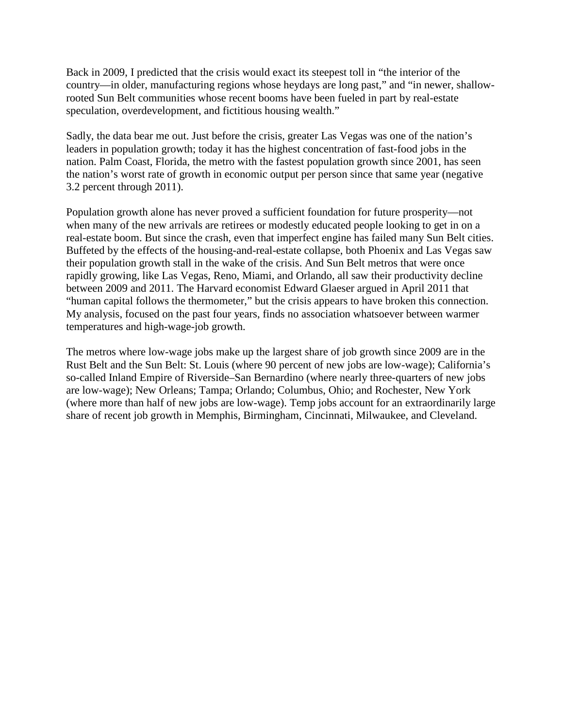Back in 2009, I predicted that the crisis would exact its steepest toll in “the interior of the country—in older, manufacturing regions whose heydays are long past,” and “in newer, shallow-rooted Sun Belt communities whose recent booms have been fueled in part by real-estate speculation, overdevelopment, and fictitious housing wealth.”

Sadly, the data bear me out. Just before the crisis, greater Las Vegas was one of the nation’s leaders in population growth; today it has the highest concentration of fast-food jobs in the nation. Palm Coast, Florida, the metro with the fastest population growth since 2001, has seen the nation’s worst rate of growth in economic output per person since that same year (negative 3.2 percent through 2011).

Population growth alone has never proved a sufficient foundation for future prosperity—not when many of the new arrivals are retirees or modestly educated people looking to get in on a real-estate boom. But since the crash, even that imperfect engine has failed many Sun Belt cities. Buffeted by the effects of the housing-and-real-estate collapse, both Phoenix and Las Vegas saw their population growth stall in the wake of the crisis. And Sun Belt metros that were once rapidly growing, like Las Vegas, Reno, Miami, and Orlando, all saw their productivity decline between 2009 and 2011. The Harvard economist Edward Glaeser argued in April 2011 that “human capital follows the thermometer,” but the crisis appears to have broken this connection. My analysis, focused on the past four years, finds no association whatsoever between warmer temperatures and high-wage-job growth.

The metros where low-wage jobs make up the largest share of job growth since 2009 are in the Rust Belt and the Sun Belt: St. Louis (where 90 percent of new jobs are low-wage); California’s so-called Inland Empire of Riverside–San Bernardino (where nearly three-quarters of new jobs are low-wage); New Orleans; Tampa; Orlando; Columbus, Ohio; and Rochester, New York (where more than half of new jobs are low-wage). Temp jobs account for an extraordinarily large share of recent job growth in Memphis, Birmingham, Cincinnati, Milwaukee, and Cleveland.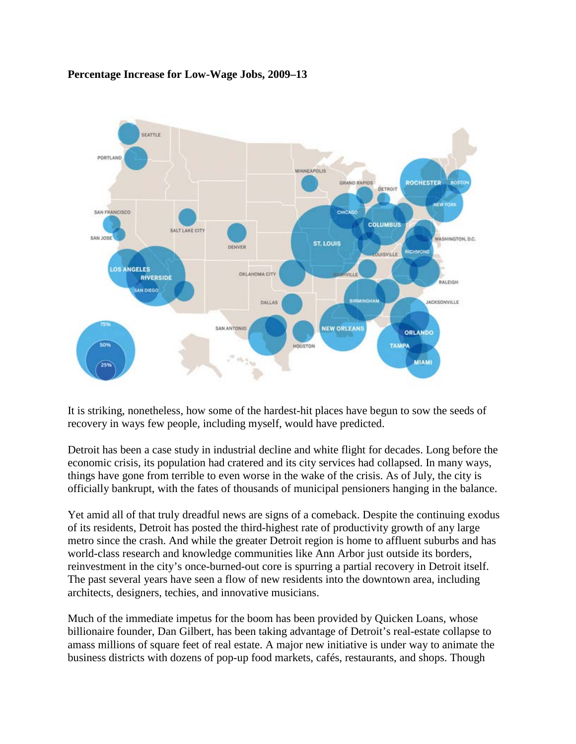**Percentage Increase for Low-Wage Jobs, 2009–13**

It is striking, nonetheless, how some of the hardest-hit places have begun to sow the seeds of recovery in ways few people, including myself, would have predicted.

Detroit has been a case study in industrial decline and white flight for decades. Long before the economic crisis, its population had cratered and its city services had collapsed. In many ways, things have gone from terrible to even worse in the wake of the crisis. As of July, the city is officially bankrupt, with the fates of thousands of municipal pensioners hanging in the balance.

Yet amid all of that truly dreadful news are signs of a comeback. Despite the continuing exodus of its residents, Detroit has posted the third-highest rate of productivity growth of any large metro since the crash. And while the greater Detroit region is home to affluent suburbs and has world-class research and knowledge communities like Ann Arbor just outside its borders, reinvestment in the city's once-burned-out core is spurring a partial recovery in Detroit itself. The past several years have seen a flow of new residents into the downtown area, including architects, designers, techies, and innovative musicians.

Much of the immediate impetus for the boom has been provided by Quicken Loans, whose billionaire founder, Dan Gilbert, has been taking advantage of Detroit's real-estate collapse to amass millions of square feet of real estate. A major new initiative is under way to animate the business districts with dozens of pop-up food markets, cafés, restaurants, and shops. Though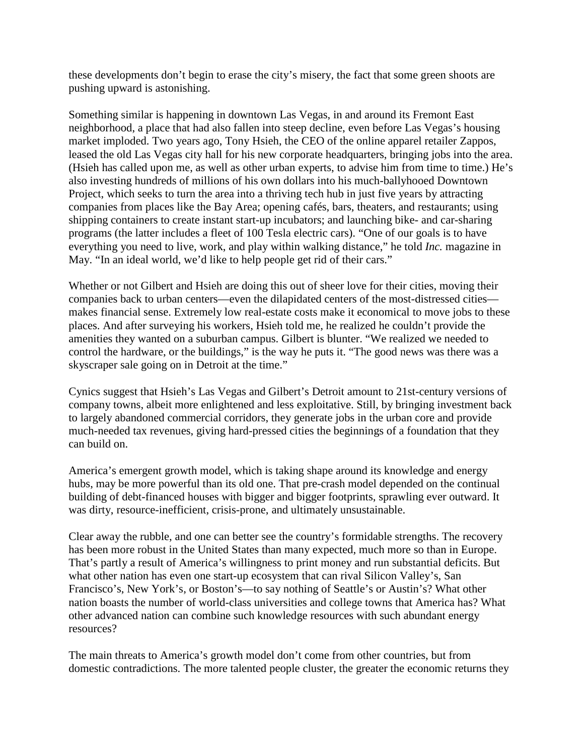these developments don’t begin to erase the city’s misery, the fact that some green shoots are pushing upward is astonishing.

Something similar is happening in downtown Las Vegas, in and around its Fremont East neighborhood, a place that had also fallen into steep decline, even before Las Vegas’s housing market imploded. Two years ago, Tony Hsieh, the CEO of the online apparel retailer Zappos, leased the old Las Vegas city hall for his new corporate headquarters, bringing jobs into the area. (Hsieh has called upon me, as well as other urban experts, to advise him from time to time.) He’s also investing hundreds of millions of his own dollars into his much-ballyhooed Downtown Project, which seeks to turn the area into a thriving tech hub in just five years by attracting companies from places like the Bay Area; opening cafés, bars, theaters, and restaurants; using shipping containers to create instant start-up incubators; and launching bike- and car-sharing programs (the latter includes a fleet of 100 Tesla electric cars). “One of our goals is to have everything you need to live, work, and play within walking distance,” he told *Inc.* magazine in May. “In an ideal world, we’d like to help people get rid of their cars.”

Whether or not Gilbert and Hsieh are doing this out of sheer love for their cities, moving their companies back to urban centers—even the dilapidated centers of the most-distressed cities—makes financial sense. Extremely low real-estate costs make it economical to move jobs to these places. And after surveying his workers, Hsieh told me, he realized he couldn’t provide the amenities they wanted on a suburban campus. Gilbert is blunter. “We realized we needed to control the hardware, or the buildings,” is the way he puts it. “The good news was there was a skyscraper sale going on in Detroit at the time.”

Cynics suggest that Hsieh’s Las Vegas and Gilbert’s Detroit amount to 21st-century versions of company towns, albeit more enlightened and less exploitative. Still, by bringing investment back to largely abandoned commercial corridors, they generate jobs in the urban core and provide much-needed tax revenues, giving hard-pressed cities the beginnings of a foundation that they can build on.

America’s emergent growth model, which is taking shape around its knowledge and energy hubs, may be more powerful than its old one. That pre-crash model depended on the continual building of debt-financed houses with bigger and bigger footprints, sprawling ever outward. It was dirty, resource-inefficient, crisis-prone, and ultimately unsustainable.

Clear away the rubble, and one can better see the country’s formidable strengths. The recovery has been more robust in the United States than many expected, much more so than in Europe. That’s partly a result of America’s willingness to print money and run substantial deficits. But what other nation has even one start-up ecosystem that can rival Silicon Valley’s, San Francisco’s, New York’s, or Boston’s—to say nothing of Seattle’s or Austin’s? What other nation boasts the number of world-class universities and college towns that America has? What other advanced nation can combine such knowledge resources with such abundant energy resources?

The main threats to America’s growth model don’t come from other countries, but from domestic contradictions. The more talented people cluster, the greater the economic returns they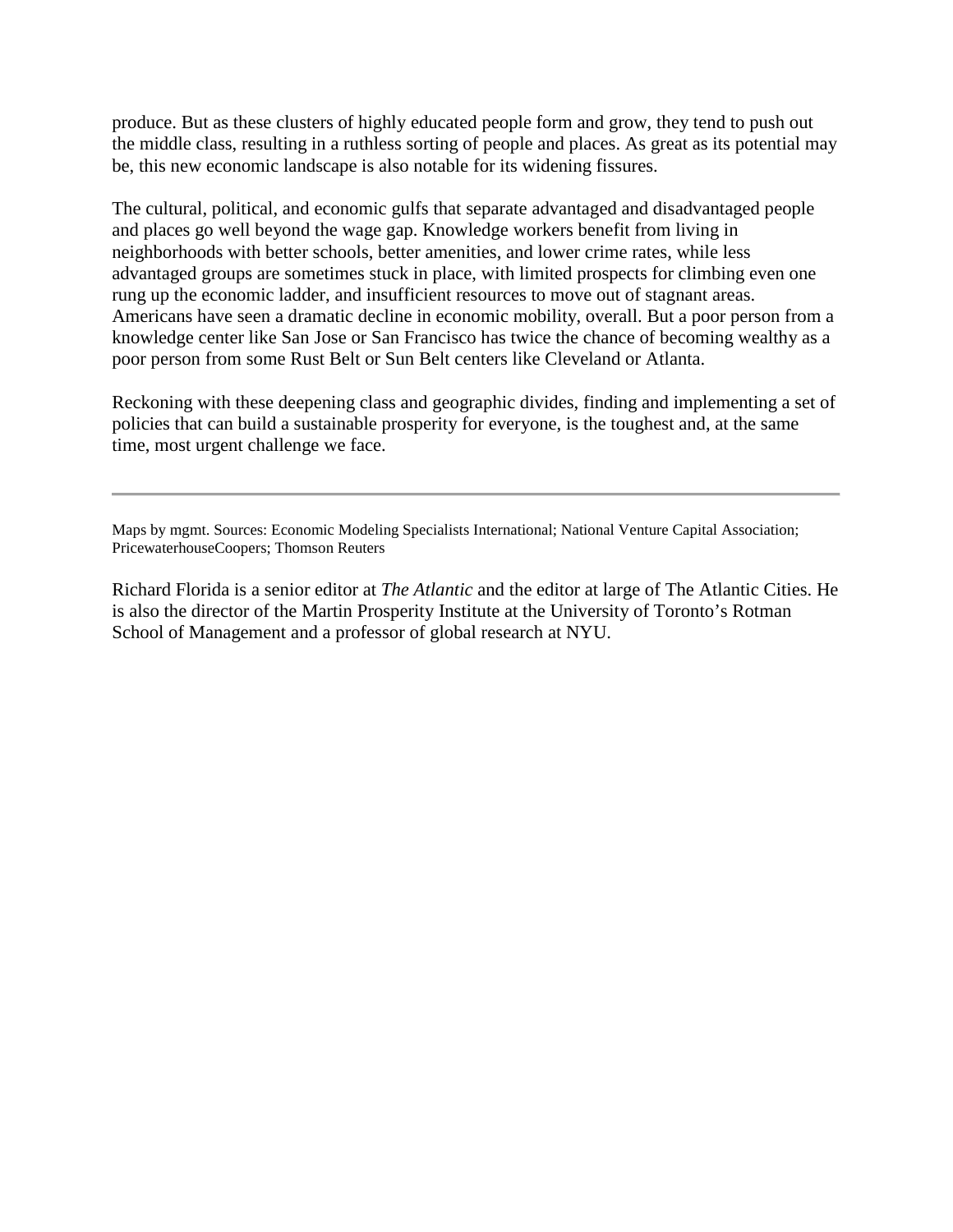produce. But as these clusters of highly educated people form and grow, they tend to push out the middle class, resulting in a ruthless sorting of people and places. As great as its potential may be, this new economic landscape is also notable for its widening fissures.

The cultural, political, and economic gulfs that separate advantaged and disadvantaged people and places go well beyond the wage gap. Knowledge workers benefit from living in neighborhoods with better schools, better amenities, and lower crime rates, while less advantaged groups are sometimes stuck in place, with limited prospects for climbing even one rung up the economic ladder, and insufficient resources to move out of stagnant areas. Americans have seen a dramatic decline in economic mobility, overall. But a poor person from a knowledge center like San Jose or San Francisco has twice the chance of becoming wealthy as a poor person from some Rust Belt or Sun Belt centers like Cleveland or Atlanta.

Reckoning with these deepening class and geographic divides, finding and implementing a set of policies that can build a sustainable prosperity for everyone, is the toughest and, at the same time, most urgent challenge we face.

---

Maps by mgmt. Sources: Economic Modeling Specialists International; National Venture Capital Association; PricewaterhouseCoopers; Thomson Reuters

Richard Florida is a senior editor at *The Atlantic* and the editor at large of The Atlantic Cities. He is also the director of the Martin Prosperity Institute at the University of Toronto's Rotman School of Management and a professor of global research at NYU.